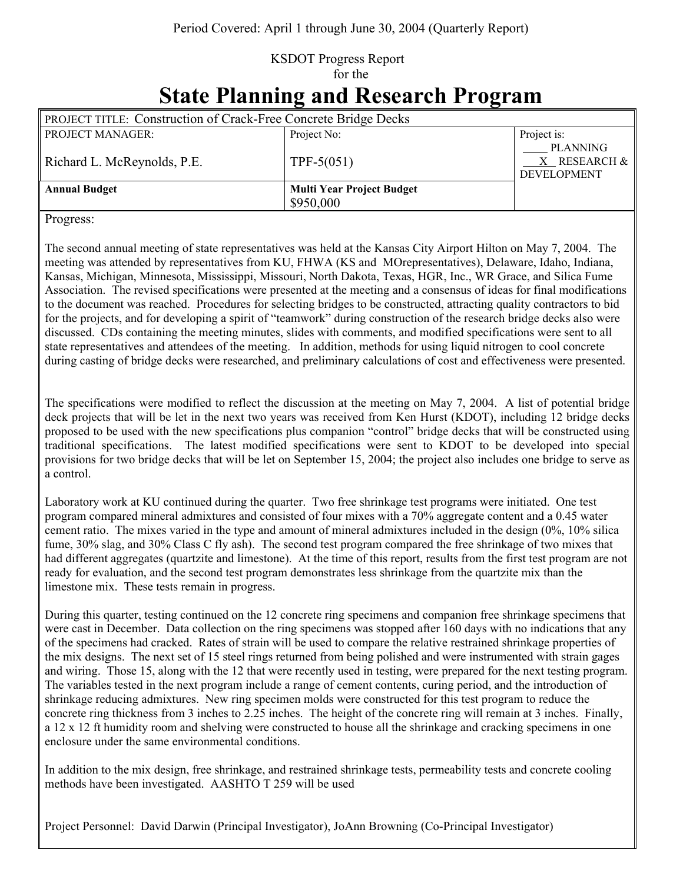Period Covered: April 1 through June 30, 2004 (Quarterly Report)

KSDOT Progress Report
for the

# State Planning and Research Program

| PROJECT TITLE: Construction of Crack-Free Concrete Bridge Decks | | |
|---|---|---|
| PROJECT MANAGER: Richard L. McReynolds, P.E. | Project No: TPF-5(051) | Project is: ____ PLANNING __X__ RESEARCH & DEVELOPMENT |
| **Annual Budget** | **Multi Year Project Budget** $950,000 | |

Progress:

The second annual meeting of state representatives was held at the Kansas City Airport Hilton on May 7, 2004. The meeting was attended by representatives from KU, FHWA (KS and MOrepresentatives), Delaware, Idaho, Indiana, Kansas, Michigan, Minnesota, Mississippi, Missouri, North Dakota, Texas, HGR, Inc., WR Grace, and Silica Fume Association. The revised specifications were presented at the meeting and a consensus of ideas for final modifications to the document was reached. Procedures for selecting bridges to be constructed, attracting quality contractors to bid for the projects, and for developing a spirit of "teamwork" during construction of the research bridge decks also were discussed. CDs containing the meeting minutes, slides with comments, and modified specifications were sent to all state representatives and attendees of the meeting. In addition, methods for using liquid nitrogen to cool concrete during casting of bridge decks were researched, and preliminary calculations of cost and effectiveness were presented.

The specifications were modified to reflect the discussion at the meeting on May 7, 2004. A list of potential bridge deck projects that will be let in the next two years was received from Ken Hurst (KDOT), including 12 bridge decks proposed to be used with the new specifications plus companion "control" bridge decks that will be constructed using traditional specifications. The latest modified specifications were sent to KDOT to be developed into special provisions for two bridge decks that will be let on September 15, 2004; the project also includes one bridge to serve as a control.

Laboratory work at KU continued during the quarter. Two free shrinkage test programs were initiated. One test program compared mineral admixtures and consisted of four mixes with a 70% aggregate content and a 0.45 water cement ratio. The mixes varied in the type and amount of mineral admixtures included in the design (0%, 10% silica fume, 30% slag, and 30% Class C fly ash). The second test program compared the free shrinkage of two mixes that had different aggregates (quartzite and limestone). At the time of this report, results from the first test program are not ready for evaluation, and the second test program demonstrates less shrinkage from the quartzite mix than the limestone mix. These tests remain in progress.

During this quarter, testing continued on the 12 concrete ring specimens and companion free shrinkage specimens that were cast in December. Data collection on the ring specimens was stopped after 160 days with no indications that any of the specimens had cracked. Rates of strain will be used to compare the relative restrained shrinkage properties of the mix designs. The next set of 15 steel rings returned from being polished and were instrumented with strain gages and wiring. Those 15, along with the 12 that were recently used in testing, were prepared for the next testing program. The variables tested in the next program include a range of cement contents, curing period, and the introduction of shrinkage reducing admixtures. New ring specimen molds were constructed for this test program to reduce the concrete ring thickness from 3 inches to 2.25 inches. The height of the concrete ring will remain at 3 inches. Finally, a 12 x 12 ft humidity room and shelving were constructed to house all the shrinkage and cracking specimens in one enclosure under the same environmental conditions.

In addition to the mix design, free shrinkage, and restrained shrinkage tests, permeability tests and concrete cooling methods have been investigated. AASHTO T 259 will be used

Project Personnel: David Darwin (Principal Investigator), JoAnn Browning (Co-Principal Investigator)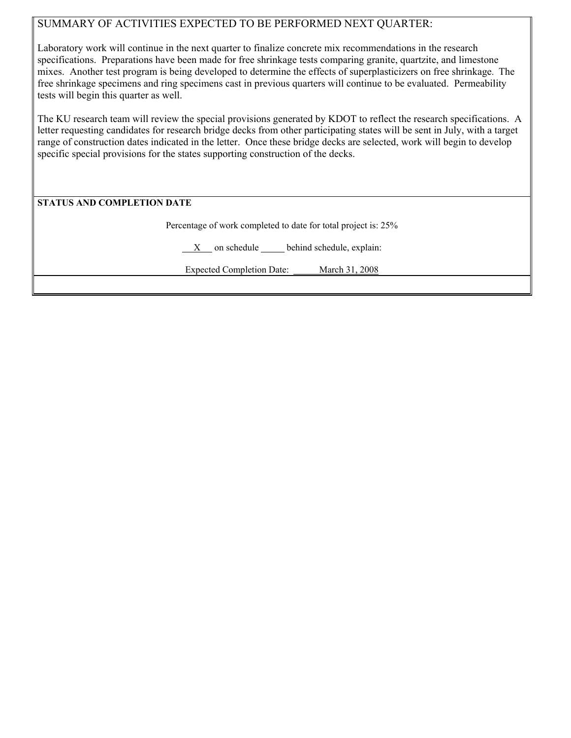## SUMMARY OF ACTIVITIES EXPECTED TO BE PERFORMED NEXT QUARTER:

Laboratory work will continue in the next quarter to finalize concrete mix recommendations in the research specifications. Preparations have been made for free shrinkage tests comparing granite, quartzite, and limestone mixes. Another test program is being developed to determine the effects of superplasticizers on free shrinkage. The free shrinkage specimens and ring specimens cast in previous quarters will continue to be evaluated. Permeability tests will begin this quarter as well.

The KU research team will review the special provisions generated by KDOT to reflect the research specifications. A letter requesting candidates for research bridge decks from other participating states will be sent in July, with a target range of construction dates indicated in the letter. Once these bridge decks are selected, work will begin to develop specific special provisions for the states supporting construction of the decks.

**STATUS AND COMPLETION DATE**

Percentage of work completed to date for total project is: 25%

\_\_X\_\_ on schedule \_\_\_\_\_ behind schedule, explain:

Expected Completion Date: March 31, 2008